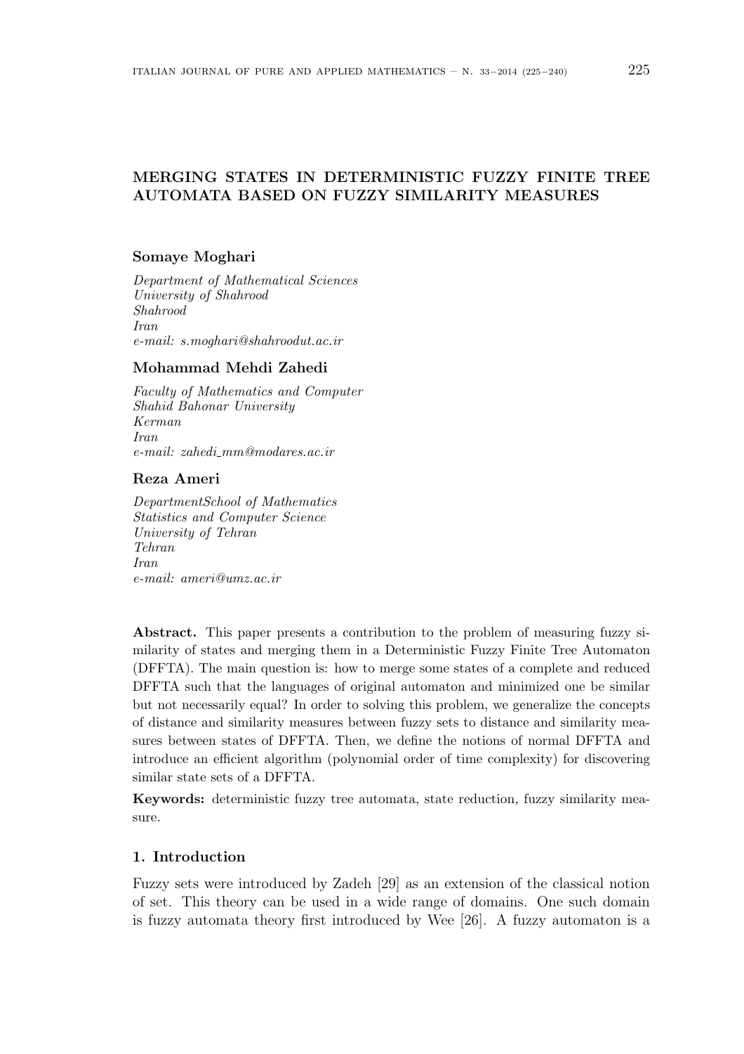# MERGING STATES IN DETERMINISTIC FUZZY FINITE TREE AUTOMATA BASED ON FUZZY SIMILARITY MEASURES

**Somaye Moghari**

*Department of Mathematical Sciences*
*University of Shahrood*
*Shahrood*
*Iran*
*e-mail: s.moghari@shahroodut.ac.ir*

**Mohammad Mehdi Zahedi**

*Faculty of Mathematics and Computer*
*Shahid Bahonar University*
*Kerman*
*Iran*
*e-mail: zahedi_mm@modares.ac.ir*

**Reza Ameri**

*DepartmentSchool of Mathematics*
*Statistics and Computer Science*
*University of Tehran*
*Tehran*
*Iran*
*e-mail: ameri@umz.ac.ir*

**Abstract.** This paper presents a contribution to the problem of measuring fuzzy similarity of states and merging them in a Deterministic Fuzzy Finite Tree Automaton (DFFTA). The main question is: how to merge some states of a complete and reduced DFFTA such that the languages of original automaton and minimized one be similar but not necessarily equal? In order to solving this problem, we generalize the concepts of distance and similarity measures between fuzzy sets to distance and similarity measures between states of DFFTA. Then, we define the notions of normal DFFTA and introduce an efficient algorithm (polynomial order of time complexity) for discovering similar state sets of a DFFTA.

**Keywords:** deterministic fuzzy tree automata, state reduction, fuzzy similarity measure.

## 1. Introduction

Fuzzy sets were introduced by Zadeh [29] as an extension of the classical notion of set. This theory can be used in a wide range of domains. One such domain is fuzzy automata theory first introduced by Wee [26]. A fuzzy automaton is a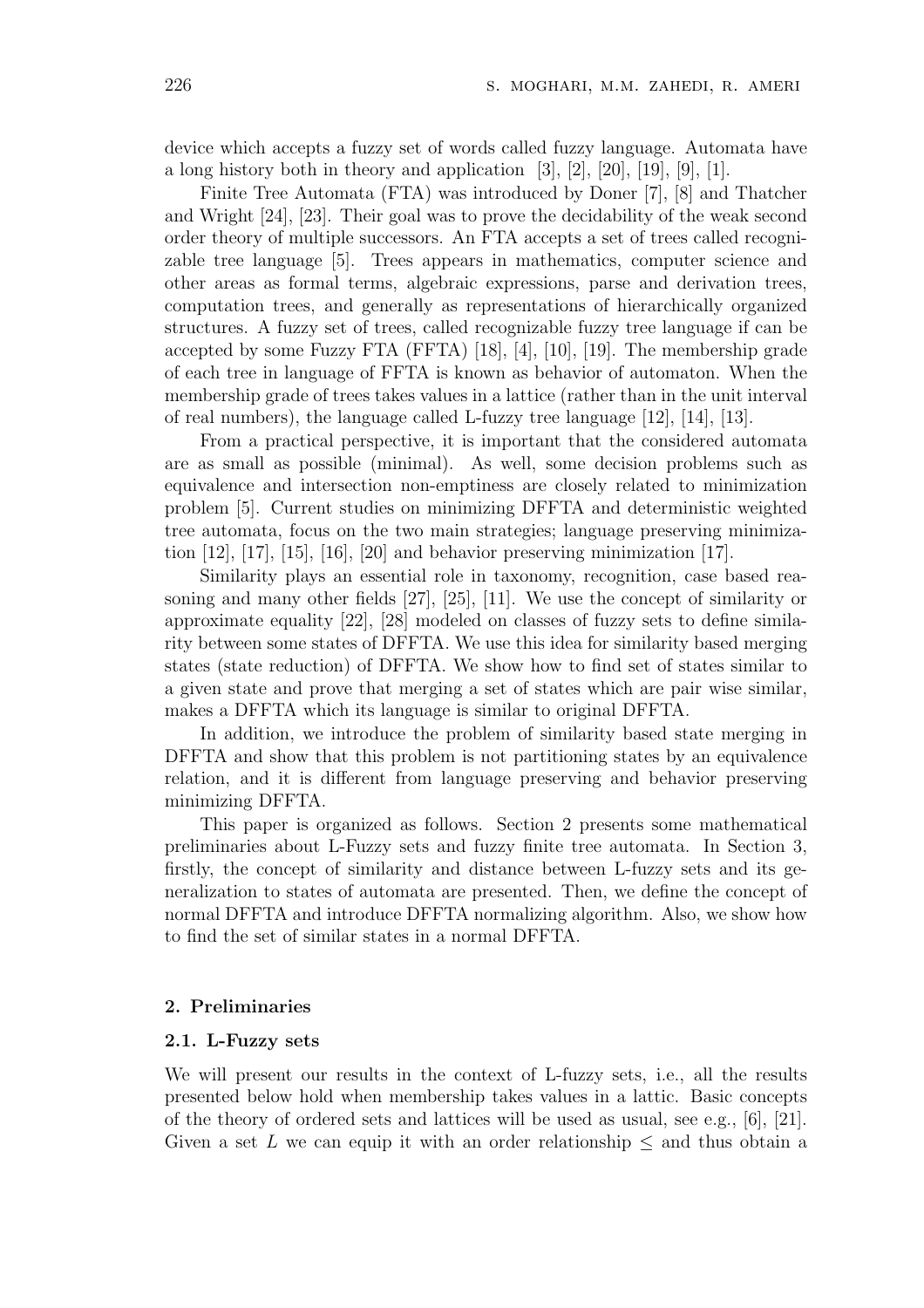device which accepts a fuzzy set of words called fuzzy language. Automata have a long history both in theory and application [3], [2], [20], [19], [9], [1].

Finite Tree Automata (FTA) was introduced by Doner [7], [8] and Thatcher and Wright [24], [23]. Their goal was to prove the decidability of the weak second order theory of multiple successors. An FTA accepts a set of trees called recognizable tree language [5]. Trees appears in mathematics, computer science and other areas as formal terms, algebraic expressions, parse and derivation trees, computation trees, and generally as representations of hierarchically organized structures. A fuzzy set of trees, called recognizable fuzzy tree language if can be accepted by some Fuzzy FTA (FFTA) [18], [4], [10], [19]. The membership grade of each tree in language of FFTA is known as behavior of automaton. When the membership grade of trees takes values in a lattice (rather than in the unit interval of real numbers), the language called L-fuzzy tree language [12], [14], [13].

From a practical perspective, it is important that the considered automata are as small as possible (minimal). As well, some decision problems such as equivalence and intersection non-emptiness are closely related to minimization problem [5]. Current studies on minimizing DFFTA and deterministic weighted tree automata, focus on the two main strategies; language preserving minimization [12], [17], [15], [16], [20] and behavior preserving minimization [17].

Similarity plays an essential role in taxonomy, recognition, case based reasoning and many other fields [27], [25], [11]. We use the concept of similarity or approximate equality [22], [28] modeled on classes of fuzzy sets to define similarity between some states of DFFTA. We use this idea for similarity based merging states (state reduction) of DFFTA. We show how to find set of states similar to a given state and prove that merging a set of states which are pair wise similar, makes a DFFTA which its language is similar to original DFFTA.

In addition, we introduce the problem of similarity based state merging in DFFTA and show that this problem is not partitioning states by an equivalence relation, and it is different from language preserving and behavior preserving minimizing DFFTA.

This paper is organized as follows. Section 2 presents some mathematical preliminaries about L-Fuzzy sets and fuzzy finite tree automata. In Section 3, firstly, the concept of similarity and distance between L-fuzzy sets and its generalization to states of automata are presented. Then, we define the concept of normal DFFTA and introduce DFFTA normalizing algorithm. Also, we show how to find the set of similar states in a normal DFFTA.

## 2. Preliminaries

### 2.1. L-Fuzzy sets

We will present our results in the context of L-fuzzy sets, i.e., all the results presented below hold when membership takes values in a lattic. Basic concepts of the theory of ordered sets and lattices will be used as usual, see e.g., [6], [21]. Given a set $L$ we can equip it with an order relationship $\leq$ and thus obtain a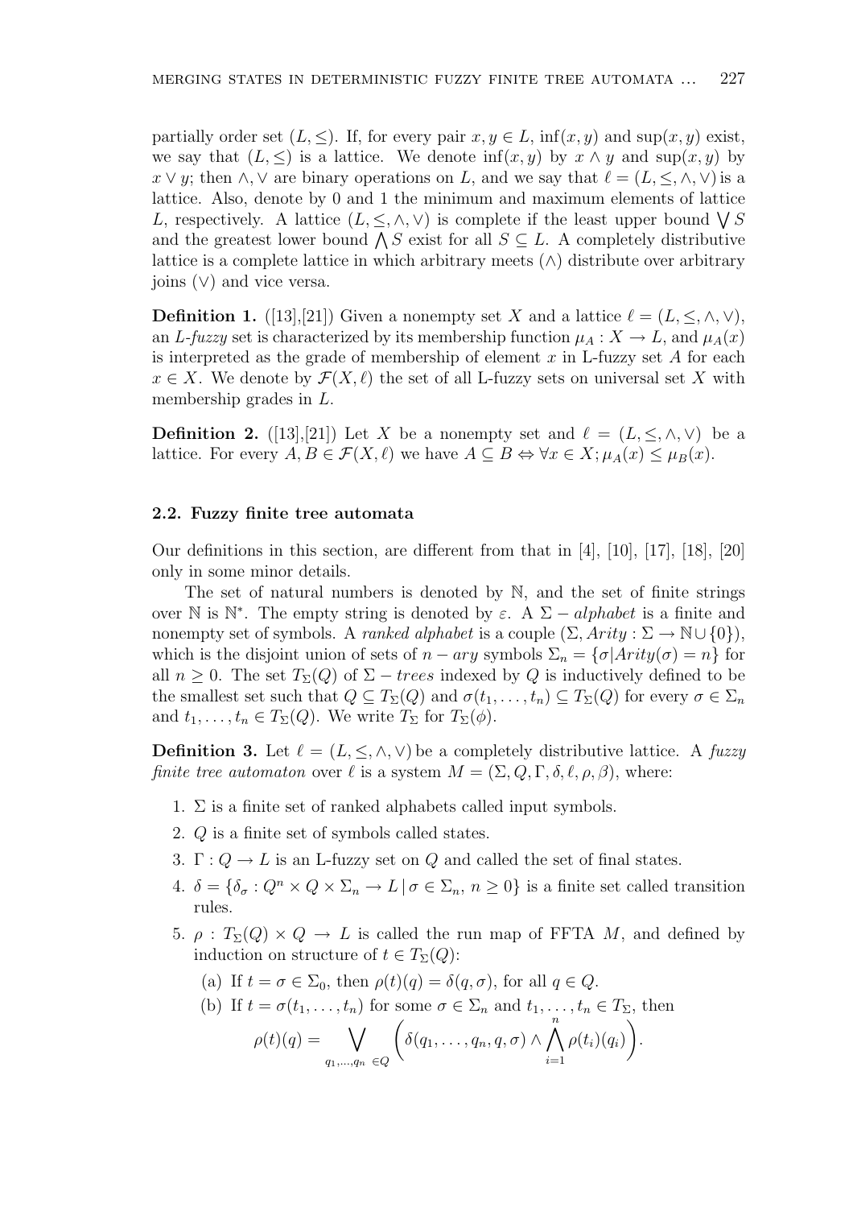partially order set $(L, \leq)$. If, for every pair $x, y \in L$, $\inf(x, y)$ and $\sup(x, y)$ exist, we say that $(L, \leq)$ is a lattice. We denote $\inf(x, y)$ by $x \wedge y$ and $\sup(x, y)$ by $x \vee y$; then $\wedge, \vee$ are binary operations on $L$, and we say that $\ell = (L, \leq, \wedge, \vee)$ is a lattice. Also, denote by 0 and 1 the minimum and maximum elements of lattice $L$, respectively. A lattice $(L, \leq, \wedge, \vee)$ is complete if the least upper bound $\bigvee S$ and the greatest lower bound $\bigwedge S$ exist for all $S \subseteq L$. A completely distributive lattice is a complete lattice in which arbitrary meets $(\wedge)$ distribute over arbitrary joins $(\vee)$ and vice versa.

**Definition 1.** ([13],[21]) Given a nonempty set $X$ and a lattice $\ell = (L, \leq, \wedge, \vee)$, an *L-fuzzy* set is characterized by its membership function $\mu_A : X \to L$, and $\mu_A(x)$ is interpreted as the grade of membership of element $x$ in L-fuzzy set $A$ for each $x \in X$. We denote by $\mathcal{F}(X, \ell)$ the set of all L-fuzzy sets on universal set $X$ with membership grades in $L$.

**Definition 2.** ([13],[21]) Let $X$ be a nonempty set and $\ell = (L, \leq, \wedge, \vee)$ be a lattice. For every $A, B \in \mathcal{F}(X, \ell)$ we have $A \subseteq B \Leftrightarrow \forall x \in X; \mu_A(x) \leq \mu_B(x)$.

### 2.2. Fuzzy finite tree automata

Our definitions in this section, are different from that in [4], [10], [17], [18], [20] only in some minor details.

The set of natural numbers is denoted by $\mathbb{N}$, and the set of finite strings over $\mathbb{N}$ is $\mathbb{N}^*$. The empty string is denoted by $\varepsilon$. A $\Sigma - alphabet$ is a finite and nonempty set of symbols. A *ranked alphabet* is a couple $(\Sigma, Arity : \Sigma \to \mathbb{N} \cup \{0\})$, which is the disjoint union of sets of $n - ary$ symbols $\Sigma_n = \{\sigma | Arity(\sigma) = n\}$ for all $n \geq 0$. The set $T_\Sigma(Q)$ of $\Sigma - trees$ indexed by $Q$ is inductively defined to be the smallest set such that $Q \subseteq T_\Sigma(Q)$ and $\sigma(t_1, \ldots, t_n) \subseteq T_\Sigma(Q)$ for every $\sigma \in \Sigma_n$ and $t_1, \ldots, t_n \in T_\Sigma(Q)$. We write $T_\Sigma$ for $T_\Sigma(\phi)$.

**Definition 3.** Let $\ell = (L, \leq, \wedge, \vee)$ be a completely distributive lattice. A *fuzzy finite tree automaton* over $\ell$ is a system $M = (\Sigma, Q, \Gamma, \delta, \ell, \rho, \beta)$, where:

1. $\Sigma$ is a finite set of ranked alphabets called input symbols.
2. $Q$ is a finite set of symbols called states.
3. $\Gamma : Q \to L$ is an L-fuzzy set on $Q$ and called the set of final states.
4. $\delta = \{\delta_\sigma : Q^n \times Q \times \Sigma_n \to L \,|\, \sigma \in \Sigma_n,\ n \geq 0\}$ is a finite set called transition rules.
5. $\rho : T_\Sigma(Q) \times Q \to L$ is called the run map of FFTA $M$, and defined by induction on structure of $t \in T_\Sigma(Q)$:
   (a) If $t = \sigma \in \Sigma_0$, then $\rho(t)(q) = \delta(q, \sigma)$, for all $q \in Q$.
   (b) If $t = \sigma(t_1, \ldots, t_n)$ for some $\sigma \in \Sigma_n$ and $t_1, \ldots, t_n \in T_\Sigma$, then
   $$\rho(t)(q) = \bigvee_{q_1, \ldots, q_n \in Q} \left( \delta(q_1, \ldots, q_n, q, \sigma) \wedge \bigwedge_{i=1}^{n} \rho(t_i)(q_i) \right).$$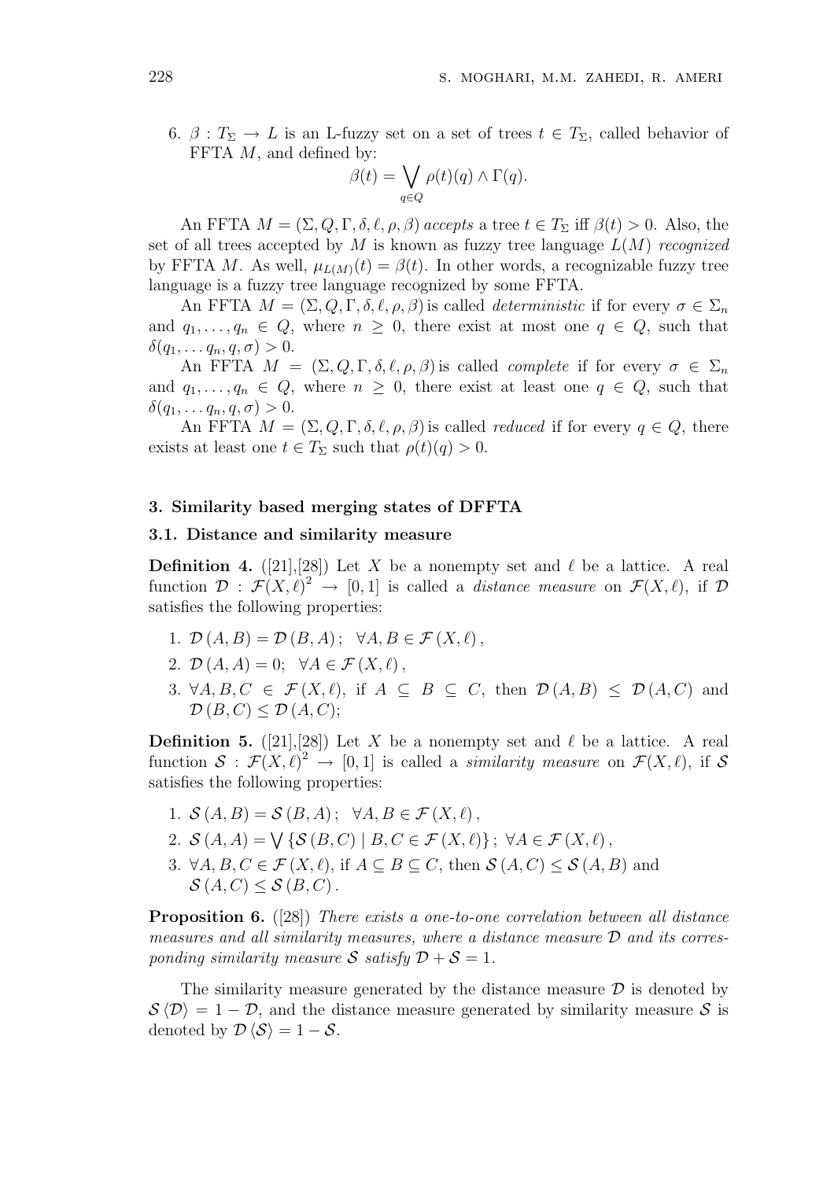6. $\beta : T_\Sigma \to L$ is an L-fuzzy set on a set of trees $t \in T_\Sigma$, called behavior of FFTA $M$, and defined by:
$$\beta(t) = \bigvee_{q \in Q} \rho(t)(q) \wedge \Gamma(q).$$

An FFTA $M = (\Sigma, Q, \Gamma, \delta, \ell, \rho, \beta)$ *accepts* a tree $t \in T_\Sigma$ iff $\beta(t) > 0$. Also, the set of all trees accepted by $M$ is known as fuzzy tree language $L(M)$ *recognized* by FFTA $M$. As well, $\mu_{L(M)}(t) = \beta(t)$. In other words, a recognizable fuzzy tree language is a fuzzy tree language recognized by some FFTA.

An FFTA $M = (\Sigma, Q, \Gamma, \delta, \ell, \rho, \beta)$ is called *deterministic* if for every $\sigma \in \Sigma_n$ and $q_1, \ldots, q_n \in Q$, where $n \geq 0$, there exist at most one $q \in Q$, such that $\delta(q_1, \ldots q_n, q, \sigma) > 0$.

An FFTA $M = (\Sigma, Q, \Gamma, \delta, \ell, \rho, \beta)$ is called *complete* if for every $\sigma \in \Sigma_n$ and $q_1, \ldots, q_n \in Q$, where $n \geq 0$, there exist at least one $q \in Q$, such that $\delta(q_1, \ldots q_n, q, \sigma) > 0$.

An FFTA $M = (\Sigma, Q, \Gamma, \delta, \ell, \rho, \beta)$ is called *reduced* if for every $q \in Q$, there exists at least one $t \in T_\Sigma$ such that $\rho(t)(q) > 0$.

## 3. Similarity based merging states of DFFTA

### 3.1. Distance and similarity measure

**Definition 4.** ([21],[28]) Let $X$ be a nonempty set and $\ell$ be a lattice. A real function $\mathcal{D} : \mathcal{F}(X, \ell)^2 \to [0, 1]$ is called a *distance measure* on $\mathcal{F}(X, \ell)$, if $\mathcal{D}$ satisfies the following properties:

1. $\mathcal{D}(A, B) = \mathcal{D}(B, A); \quad \forall A, B \in \mathcal{F}(X, \ell)$,
2. $\mathcal{D}(A, A) = 0; \quad \forall A \in \mathcal{F}(X, \ell)$,
3. $\forall A, B, C \in \mathcal{F}(X, \ell)$, if $A \subseteq B \subseteq C$, then $\mathcal{D}(A, B) \leq \mathcal{D}(A, C)$ and $\mathcal{D}(B, C) \leq \mathcal{D}(A, C)$;

**Definition 5.** ([21],[28]) Let $X$ be a nonempty set and $\ell$ be a lattice. A real function $\mathcal{S} : \mathcal{F}(X, \ell)^2 \to [0, 1]$ is called a *similarity measure* on $\mathcal{F}(X, \ell)$, if $\mathcal{S}$ satisfies the following properties:

1. $\mathcal{S}(A, B) = \mathcal{S}(B, A); \quad \forall A, B \in \mathcal{F}(X, \ell)$,
2. $\mathcal{S}(A, A) = \bigvee \{\mathcal{S}(B, C) \mid B, C \in \mathcal{F}(X, \ell)\}; \ \forall A \in \mathcal{F}(X, \ell)$,
3. $\forall A, B, C \in \mathcal{F}(X, \ell)$, if $A \subseteq B \subseteq C$, then $\mathcal{S}(A, C) \leq \mathcal{S}(A, B)$ and $\mathcal{S}(A, C) \leq \mathcal{S}(B, C)$.

**Proposition 6.** ([28]) *There exists a one-to-one correlation between all distance measures and all similarity measures, where a distance measure $\mathcal{D}$ and its corresponding similarity measure $\mathcal{S}$ satisfy $\mathcal{D} + \mathcal{S} = 1$.*

The similarity measure generated by the distance measure $\mathcal{D}$ is denoted by $\mathcal{S}\langle\mathcal{D}\rangle = 1 - \mathcal{D}$, and the distance measure generated by similarity measure $\mathcal{S}$ is denoted by $\mathcal{D}\langle\mathcal{S}\rangle = 1 - \mathcal{S}$.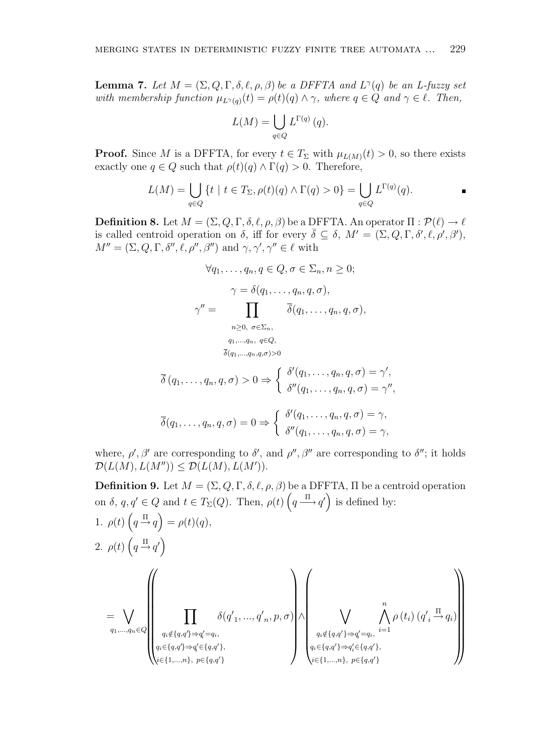**Lemma 7.** *Let $M = (\Sigma, Q, \Gamma, \delta, \ell, \rho, \beta)$ be a DFFTA and $L^{\gamma}(q)$ be an L-fuzzy set with membership function $\mu_{L^{\gamma}(q)}(t) = \rho(t)(q) \wedge \gamma$, where $q \in Q$ and $\gamma \in \ell$. Then,*

$$L(M) = \bigcup_{q \in Q} L^{\Gamma(q)}(q).$$

**Proof.** Since $M$ is a DFFTA, for every $t \in T_\Sigma$ with $\mu_{L(M)}(t) > 0$, so there exists exactly one $q \in Q$ such that $\rho(t)(q) \wedge \Gamma(q) > 0$. Therefore,

$$L(M) = \bigcup_{q \in Q} \{t \mid t \in T_\Sigma, \rho(t)(q) \wedge \Gamma(q) > 0\} = \bigcup_{q \in Q} L^{\Gamma(q)}(q).$$

■

**Definition 8.** Let $M = (\Sigma, Q, \Gamma, \delta, \ell, \rho, \beta)$ be a DFFTA. An operator $\Pi : \mathcal{P}(\ell) \to \ell$ is called centroid operation on $\delta$, iff for every $\bar{\delta} \subseteq \delta$, $M' = (\Sigma, Q, \Gamma, \delta', \ell, \rho', \beta')$, $M'' = (\Sigma, Q, \Gamma, \delta'', \ell, \rho'', \beta'')$ and $\gamma, \gamma', \gamma'' \in \ell$ with

$$\forall q_1, \ldots, q_n, q \in Q, \sigma \in \Sigma_n, n \geq 0;$$

$$\gamma = \delta(q_1, \ldots, q_n, q, \sigma),$$

$$\gamma'' = \prod_{\substack{n \geq 0,\ \sigma \in \Sigma_n, \\ q_1, \ldots, q_n,\ q \in Q, \\ \overline{\delta}(q_1, \ldots, q_n, q, \sigma) > 0}} \overline{\delta}(q_1, \ldots, q_n, q, \sigma),$$

$$\overline{\delta}\,(q_1, \ldots, q_n, q, \sigma) > 0 \Rightarrow \begin{cases} \delta'(q_1, \ldots, q_n, q, \sigma) = \gamma', \\ \delta''(q_1, \ldots, q_n, q, \sigma) = \gamma'', \end{cases}$$

$$\overline{\delta}(q_1, \ldots, q_n, q, \sigma) = 0 \Rightarrow \begin{cases} \delta'(q_1, \ldots, q_n, q, \sigma) = \gamma, \\ \delta''(q_1, \ldots, q_n, q, \sigma) = \gamma, \end{cases}$$

where, $\rho', \beta'$ are corresponding to $\delta'$, and $\rho'', \beta''$ are corresponding to $\delta''$; it holds $\mathcal{D}(L(M), L(M'')) \leq \mathcal{D}(L(M), L(M'))$.

**Definition 9.** Let $M = (\Sigma, Q, \Gamma, \delta, \ell, \rho, \beta)$ be a DFFTA, $\Pi$ be a centroid operation on $\delta$, $q, q' \in Q$ and $t \in T_\Sigma(Q)$. Then, $\rho(t)\left(q \xrightarrow{\Pi} q'\right)$ is defined by:

1. $\rho(t)\left(q \xrightarrow{\Pi} q\right) = \rho(t)(q)$,
2. $\rho(t)\left(q \xrightarrow{\Pi} q'\right)$

$$= \bigvee_{q_1, \ldots, q_n \in Q} \left( \left( \prod_{\substack{q_i \notin \{q, q'\} \Rightarrow q'_i = q_i, \\ q_i \in \{q, q'\} \Rightarrow q'_i \in \{q, q'\}, \\ i \in \{1, \ldots, n\},\ p \in \{q, q'\}}} \delta(q'_1, \ldots, q'_n, p, \sigma) \right) \wedge \left( \bigvee_{\substack{q_i \notin \{q, q'\} \Rightarrow q'_i = q_i, \\ q_i \in \{q, q'\} \Rightarrow q'_i \in \{q, q'\}, \\ i \in \{1, \ldots, n\},\ p \in \{q, q'\}}} \bigwedge_{i=1}^{n} \rho(t_i)\left(q'_i \xrightarrow{\Pi} q_i\right) \right) \right)$$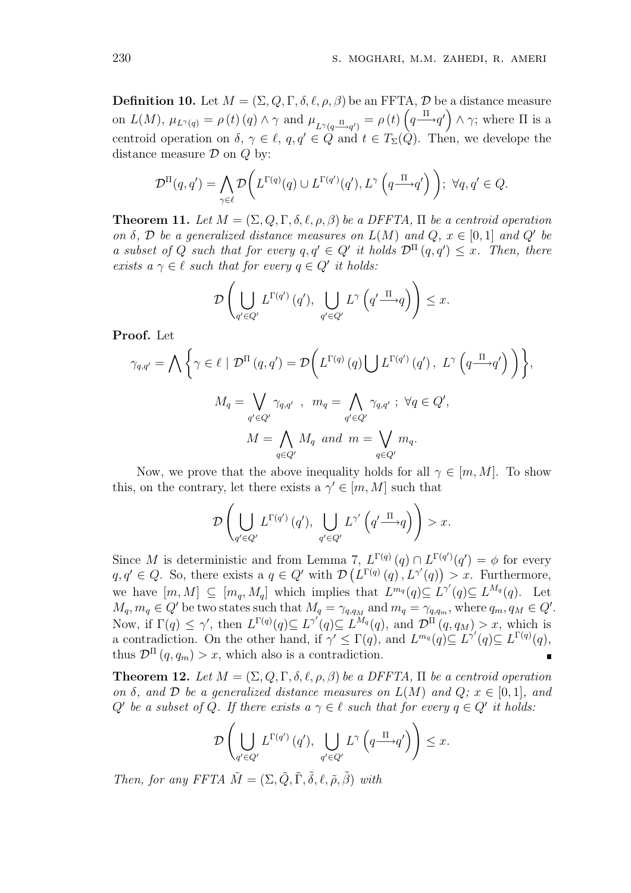**Definition 10.** Let $M = (\Sigma, Q, \Gamma, \delta, \ell, \rho, \beta)$ be an FFTA, $\mathcal{D}$ be a distance measure on $L(M)$, $\mu_{L^{\gamma}(q)} = \rho(t)(q) \wedge \gamma$ and $\mu_{L^{\gamma}(q \xrightarrow{\Pi} q')} = \rho(t)\left(q \xrightarrow{\Pi} q'\right) \wedge \gamma$; where $\Pi$ is a centroid operation on $\delta$, $\gamma \in \ell$, $q, q' \in Q$ and $t \in T_{\Sigma}(Q)$. Then, we develope the distance measure $\mathcal{D}$ on $Q$ by:

$$\mathcal{D}^{\Pi}(q,q') = \bigwedge_{\gamma \in \ell} \mathcal{D}\bigg(L^{\Gamma(q)}(q) \cup L^{\Gamma(q')}(q'), L^{\gamma}\left(q \xrightarrow{\Pi} q'\right)\bigg);\ \forall q, q' \in Q.$$

**Theorem 11.** *Let $M = (\Sigma, Q, \Gamma, \delta, \ell, \rho, \beta)$ be a DFFTA, $\Pi$ be a centroid operation on $\delta$, $\mathcal{D}$ be a generalized distance measures on $L(M)$ and $Q$, $x \in [0,1]$ and $Q'$ be a subset of $Q$ such that for every $q, q' \in Q'$ it holds $\mathcal{D}^{\Pi}(q, q') \leq x$. Then, there exists a $\gamma \in \ell$ such that for every $q \in Q'$ it holds:*

$$\mathcal{D}\left(\bigcup_{q' \in Q'} L^{\Gamma(q')}(q'),\ \bigcup_{q' \in Q'} L^{\gamma}\left(q' \xrightarrow{\Pi} q\right)\right) \leq x.$$

**Proof.** Let

$$\gamma_{q,q'} = \bigwedge \left\{ \gamma \in \ell \mid \mathcal{D}^{\Pi}(q,q') = \mathcal{D}\bigg(L^{\Gamma(q)}(q) \bigcup L^{\Gamma(q')}(q'),\ L^{\gamma}\left(q \xrightarrow{\Pi} q'\right)\bigg)\right\},$$

$$M_q = \bigvee_{q' \in Q'} \gamma_{q,q'}\ ,\ \ m_q = \bigwedge_{q' \in Q'} \gamma_{q,q'}\ ;\ \forall q \in Q',$$

$$M = \bigwedge_{q \in Q'} M_q \ \textit{and}\ m = \bigvee_{q \in Q'} m_q.$$

Now, we prove that the above inequality holds for all $\gamma \in [m, M]$. To show this, on the contrary, let there exists a $\gamma' \in [m, M]$ such that

$$\mathcal{D}\left(\bigcup_{q' \in Q'} L^{\Gamma(q')}(q'),\ \bigcup_{q' \in Q'} L^{\gamma'}\left(q' \xrightarrow{\Pi} q\right)\right) > x.$$

Since $M$ is deterministic and from Lemma 7, $L^{\Gamma(q)}(q) \cap L^{\Gamma(q')}(q') = \phi$ for every $q, q' \in Q$. So, there exists a $q \in Q'$ with $\mathcal{D}\left(L^{\Gamma(q)}(q), L^{\gamma'}(q)\right) > x$. Furthermore, we have $[m, M] \subseteq [m_q, M_q]$ which implies that $L^{m_q}(q) \subseteq L^{\gamma'}(q) \subseteq L^{M_q}(q)$. Let $M_q, m_q \in Q'$ be two states such that $M_q = \gamma_{q,q_M}$ and $m_q = \gamma_{q,q_m}$, where $q_m, q_M \in Q'$. Now, if $\Gamma(q) \leq \gamma'$, then $L^{\Gamma(q)}(q) \subseteq L^{\gamma'}(q) \subseteq L^{M_q}(q)$, and $\mathcal{D}^{\Pi}(q, q_M) > x$, which is a contradiction. On the other hand, if $\gamma' \leq \Gamma(q)$, and $L^{m_q}(q) \subseteq L^{\gamma'}(q) \subseteq L^{\Gamma(q)}(q)$, thus $\mathcal{D}^{\Pi}(q, q_m) > x$, which also is a contradiction. ∎

**Theorem 12.** *Let $M = (\Sigma, Q, \Gamma, \delta, \ell, \rho, \beta)$ be a DFFTA, $\Pi$ be a centroid operation on $\delta$, and $\mathcal{D}$ be a generalized distance measures on $L(M)$ and $Q$; $x \in [0,1]$, and $Q'$ be a subset of $Q$. If there exists a $\gamma \in \ell$ such that for every $q \in Q'$ it holds:*

$$\mathcal{D}\left(\bigcup_{q' \in Q'} L^{\Gamma(q')}(q'),\ \bigcup_{q' \in Q'} L^{\gamma}\left(q \xrightarrow{\Pi} q'\right)\right) \leq x.$$

*Then, for any FFTA $\tilde{M} = (\Sigma, \tilde{Q}, \tilde{\Gamma}, \tilde{\delta}, \ell, \tilde{\rho}, \tilde{\beta})$ with*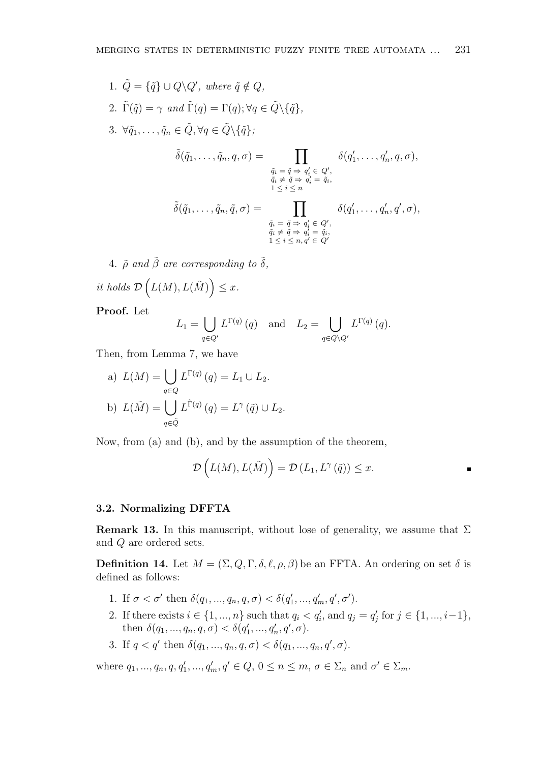1. $\tilde{Q} = \{\tilde{q}\} \cup Q \backslash Q'$, *where* $\tilde{q} \notin Q$,

2. $\tilde{\Gamma}(\tilde{q}) = \gamma$ *and* $\tilde{\Gamma}(q) = \Gamma(q); \forall q \in \tilde{Q} \backslash \{\tilde{q}\}$,

3. $\forall \tilde{q}_1, \ldots, \tilde{q}_n \in \tilde{Q}, \forall q \in \tilde{Q} \backslash \{\tilde{q}\}$;

$$\tilde{\delta}(\tilde{q}_1, \ldots, \tilde{q}_n, q, \sigma) = \prod_{\substack{\tilde{q}_i = \tilde{q} \Rightarrow q'_i \in Q', \\ \tilde{q}_i \neq \tilde{q} \Rightarrow q'_i = \tilde{q}_i, \\ 1 \leq i \leq n}} \delta(q'_1, \ldots, q'_n, q, \sigma),$$

$$\tilde{\delta}(\tilde{q}_1, \ldots, \tilde{q}_n, \tilde{q}, \sigma) = \prod_{\substack{\tilde{q}_i = \tilde{q} \Rightarrow q'_i \in Q', \\ \tilde{q}_i \neq \tilde{q} \Rightarrow q'_i = \tilde{q}_i, \\ 1 \leq i \leq n, q' \in Q'}} \delta(q'_1, \ldots, q'_n, q', \sigma),$$

4. $\tilde{\rho}$ *and* $\tilde{\beta}$ *are corresponding to* $\tilde{\delta}$,

*it holds* $\mathcal{D}\left(L(M), L(\tilde{M})\right) \leq x$.

**Proof.** Let

$$L_1 = \bigcup_{q \in Q'} L^{\Gamma(q)}(q) \quad \text{and} \quad L_2 = \bigcup_{q \in Q \backslash Q'} L^{\Gamma(q)}(q).$$

Then, from Lemma 7, we have

a) $L(M) = \bigcup_{q \in Q} L^{\Gamma(q)}(q) = L_1 \cup L_2$.

b) $L(\tilde{M}) = \bigcup_{q \in \tilde{Q}} L^{\tilde{\Gamma}(q)}(q) = L^{\gamma}(\tilde{q}) \cup L_2$.

Now, from (a) and (b), and by the assumption of the theorem,

$$\mathcal{D}\left(L(M), L(\tilde{M})\right) = \mathcal{D}\left(L_1, L^{\gamma}(\tilde{q})\right) \leq x.$$

∎

### 3.2. Normalizing DFFTA

**Remark 13.** In this manuscript, without lose of generality, we assume that $\Sigma$ and $Q$ are ordered sets.

**Definition 14.** Let $M = (\Sigma, Q, \Gamma, \delta, \ell, \rho, \beta)$ be an FFTA. An ordering on set $\delta$ is defined as follows:

1. If $\sigma < \sigma'$ then $\delta(q_1, ..., q_n, q, \sigma) < \delta(q'_1, ..., q'_m, q', \sigma')$.
2. If there exists $i \in \{1, ..., n\}$ such that $q_i < q'_i$, and $q_j = q'_j$ for $j \in \{1, ..., i-1\}$, then $\delta(q_1, ..., q_n, q, \sigma) < \delta(q'_1, ..., q'_n, q', \sigma)$.
3. If $q < q'$ then $\delta(q_1, ..., q_n, q, \sigma) < \delta(q_1, ..., q_n, q', \sigma)$.

where $q_1, ..., q_n, q, q'_1, ..., q'_m, q' \in Q$, $0 \leq n \leq m$, $\sigma \in \Sigma_n$ and $\sigma' \in \Sigma_m$.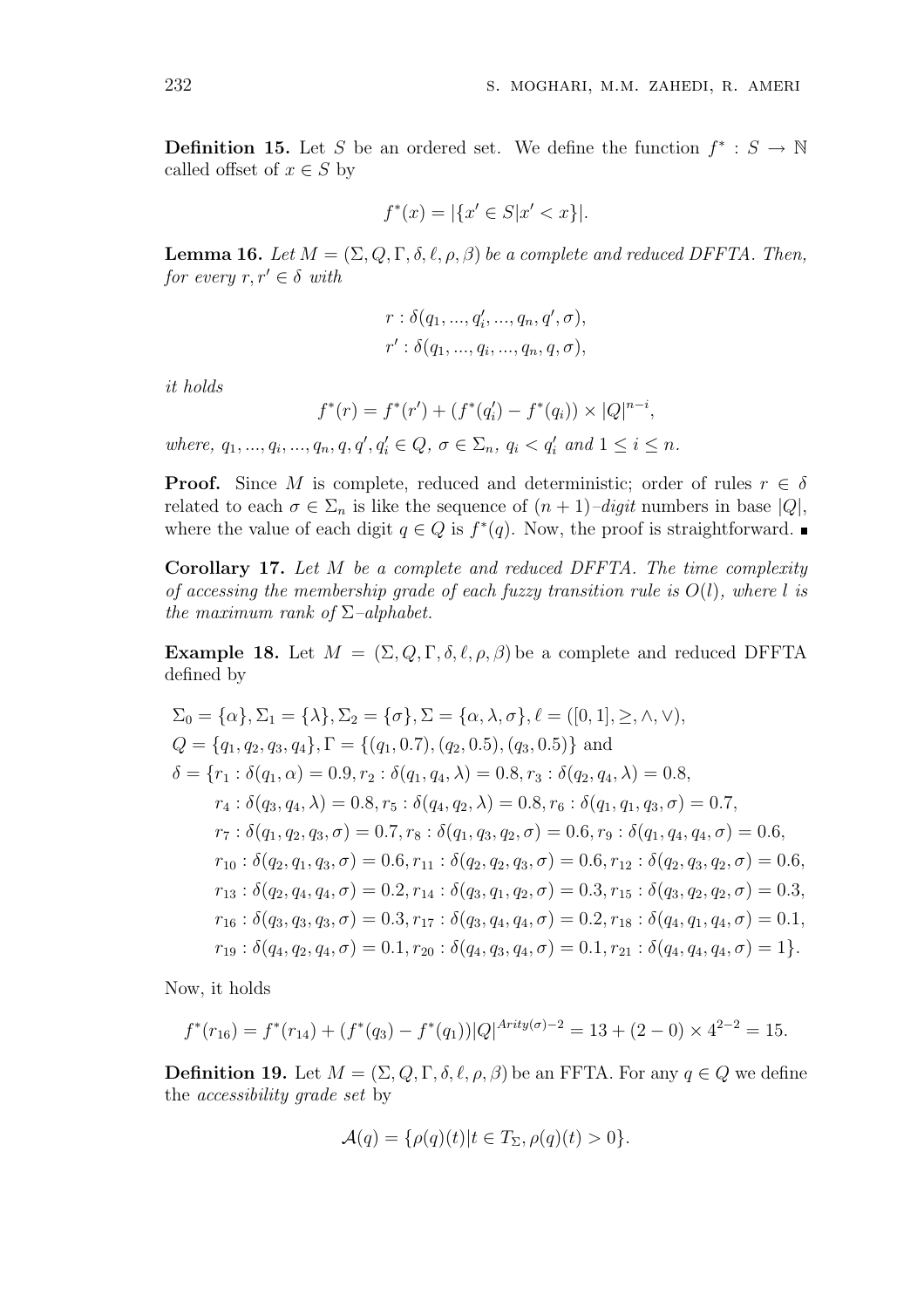**Definition 15.** Let $S$ be an ordered set. We define the function $f^* : S \to \mathbb{N}$ called offset of $x \in S$ by

$$f^*(x) = |\{x' \in S | x' < x\}|.$$

**Lemma 16.** *Let $M = (\Sigma, Q, \Gamma, \delta, \ell, \rho, \beta)$ be a complete and reduced DFFTA. Then, for every $r, r' \in \delta$ with*

$$r : \delta(q_1, ..., q_i', ..., q_n, q', \sigma),$$
$$r' : \delta(q_1, ..., q_i, ..., q_n, q, \sigma),$$

*it holds*

$$f^*(r) = f^*(r') + (f^*(q_i') - f^*(q_i)) \times |Q|^{n-i},$$

*where, $q_1, ..., q_i, ..., q_n, q, q', q_i' \in Q$, $\sigma \in \Sigma_n$, $q_i < q_i'$ and $1 \leq i \leq n$.*

**Proof.** Since $M$ is complete, reduced and deterministic; order of rules $r \in \delta$ related to each $\sigma \in \Sigma_n$ is like the sequence of $(n+1)$–*digit* numbers in base $|Q|$, where the value of each digit $q \in Q$ is $f^*(q)$. Now, the proof is straightforward. ∎

**Corollary 17.** *Let $M$ be a complete and reduced DFFTA. The time complexity of accessing the membership grade of each fuzzy transition rule is $O(l)$, where $l$ is the maximum rank of $\Sigma$–alphabet.*

**Example 18.** Let $M = (\Sigma, Q, \Gamma, \delta, \ell, \rho, \beta)$ be a complete and reduced DFFTA defined by

$$\begin{aligned}
&\Sigma_0 = \{\alpha\}, \Sigma_1 = \{\lambda\}, \Sigma_2 = \{\sigma\}, \Sigma = \{\alpha, \lambda, \sigma\}, \ell = ([0,1], \geq, \wedge, \vee),\\
&Q = \{q_1, q_2, q_3, q_4\}, \Gamma = \{(q_1, 0.7), (q_2, 0.5), (q_3, 0.5)\} \text{ and}\\
&\delta = \{r_1 : \delta(q_1, \alpha) = 0.9, r_2 : \delta(q_1, q_4, \lambda) = 0.8, r_3 : \delta(q_2, q_4, \lambda) = 0.8,\\
&\quad r_4 : \delta(q_3, q_4, \lambda) = 0.8, r_5 : \delta(q_4, q_2, \lambda) = 0.8, r_6 : \delta(q_1, q_1, q_3, \sigma) = 0.7,\\
&\quad r_7 : \delta(q_1, q_2, q_3, \sigma) = 0.7, r_8 : \delta(q_1, q_3, q_2, \sigma) = 0.6, r_9 : \delta(q_1, q_4, q_4, \sigma) = 0.6,\\
&\quad r_{10} : \delta(q_2, q_1, q_3, \sigma) = 0.6, r_{11} : \delta(q_2, q_2, q_3, \sigma) = 0.6, r_{12} : \delta(q_2, q_3, q_2, \sigma) = 0.6,\\
&\quad r_{13} : \delta(q_2, q_4, q_4, \sigma) = 0.2, r_{14} : \delta(q_3, q_1, q_2, \sigma) = 0.3, r_{15} : \delta(q_3, q_2, q_2, \sigma) = 0.3,\\
&\quad r_{16} : \delta(q_3, q_3, q_3, \sigma) = 0.3, r_{17} : \delta(q_3, q_4, q_4, \sigma) = 0.2, r_{18} : \delta(q_4, q_1, q_4, \sigma) = 0.1,\\
&\quad r_{19} : \delta(q_4, q_2, q_4, \sigma) = 0.1, r_{20} : \delta(q_4, q_3, q_4, \sigma) = 0.1, r_{21} : \delta(q_4, q_4, q_4, \sigma) = 1\}.
\end{aligned}$$

Now, it holds

$$f^*(r_{16}) = f^*(r_{14}) + (f^*(q_3) - f^*(q_1))|Q|^{Arity(\sigma)-2} = 13 + (2-0) \times 4^{2-2} = 15.$$

**Definition 19.** Let $M = (\Sigma, Q, \Gamma, \delta, \ell, \rho, \beta)$ be an FFTA. For any $q \in Q$ we define the *accessibility grade set* by

$$\mathcal{A}(q) = \{\rho(q)(t) | t \in T_\Sigma, \rho(q)(t) > 0\}.$$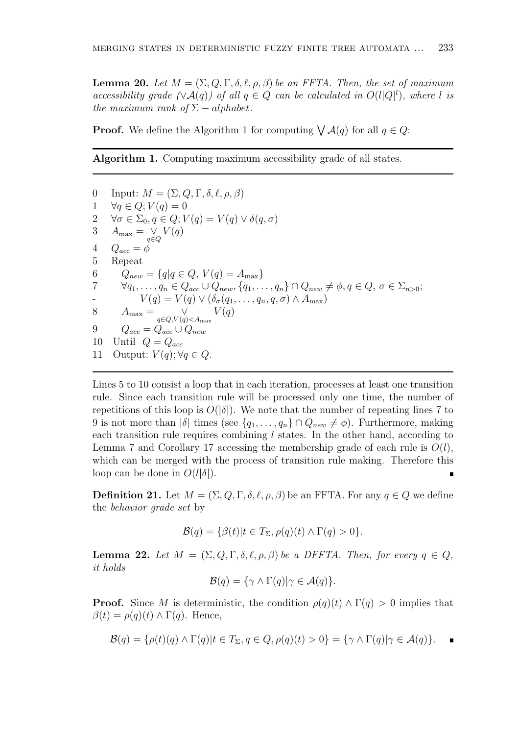**Lemma 20.** *Let $M = (\Sigma, Q, \Gamma, \delta, \ell, \rho, \beta)$ be an FFTA. Then, the set of maximum accessibility grade ($\vee\mathcal{A}(q)$) of all $q \in Q$ can be calculated in $O(l|Q|^l)$, where $l$ is the maximum rank of $\Sigma - alphabet$.*

**Proof.** We define the Algorithm 1 for computing $\bigvee \mathcal{A}(q)$ for all $q \in Q$:

---

**Algorithm 1.** Computing maximum accessibility grade of all states.

---

0 Input: $M = (\Sigma, Q, \Gamma, \delta, \ell, \rho, \beta)$

1 $\forall q \in Q; V(q) = 0$

2 $\forall \sigma \in \Sigma_0, q \in Q; V(q) = V(q) \vee \delta(q, \sigma)$

3 $A_{\max} = \bigvee_{q \in Q} V(q)$

4 $Q_{acc} = \phi$

5 Repeat

6 $\quad Q_{new} = \{q | q \in Q,\ V(q) = A_{\max}\}$

7 $\quad \forall q_1, \ldots, q_n \in Q_{acc} \cup Q_{new}, \{q_1, \ldots, q_n\} \cap Q_{new} \neq \phi, q \in Q,\ \sigma \in \Sigma_{n>0};$

\- $\qquad V(q) = V(q) \vee (\delta_\sigma(q_1, \ldots, q_n, q, \sigma) \wedge A_{\max})$

8 $\quad A_{\max} = \bigvee_{q \in Q, V(q) < A_{\max}} V(q)$

9 $\quad Q_{acc} = Q_{acc} \cup Q_{new}$

10 Until $Q = Q_{acc}$

11 Output: $V(q); \forall q \in Q$.

---

Lines 5 to 10 consist a loop that in each iteration, processes at least one transition rule. Since each transition rule will be processed only one time, the number of repetitions of this loop is $O(|\delta|)$. We note that the number of repeating lines 7 to 9 is not more than $|\delta|$ times (see $\{q_1, \ldots, q_n\} \cap Q_{new} \neq \phi$). Furthermore, making each transition rule requires combining $l$ states. In the other hand, according to Lemma 7 and Corollary 17 accessing the membership grade of each rule is $O(l)$, which can be merged with the process of transition rule making. Therefore this loop can be done in $O(l|\delta|)$. ∎

**Definition 21.** Let $M = (\Sigma, Q, \Gamma, \delta, \ell, \rho, \beta)$ be an FFTA. For any $q \in Q$ we define the *behavior grade set* by

$$\mathcal{B}(q) = \{\beta(t) | t \in T_\Sigma, \rho(q)(t) \wedge \Gamma(q) > 0\}.$$

**Lemma 22.** *Let $M = (\Sigma, Q, \Gamma, \delta, \ell, \rho, \beta)$ be a DFFTA. Then, for every $q \in Q$, it holds*

$$\mathcal{B}(q) = \{\gamma \wedge \Gamma(q) | \gamma \in \mathcal{A}(q)\}.$$

**Proof.** Since $M$ is deterministic, the condition $\rho(q)(t) \wedge \Gamma(q) > 0$ implies that $\beta(t) = \rho(q)(t) \wedge \Gamma(q)$. Hence,

$$\mathcal{B}(q) = \{\rho(t)(q) \wedge \Gamma(q) | t \in T_\Sigma, q \in Q, \rho(q)(t) > 0\} = \{\gamma \wedge \Gamma(q) | \gamma \in \mathcal{A}(q)\}. \quad ∎$$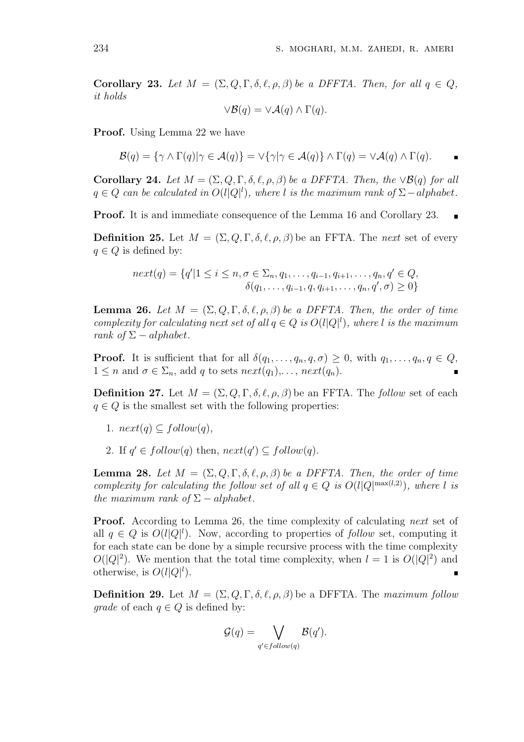**Corollary 23.** *Let $M = (\Sigma, Q, \Gamma, \delta, \ell, \rho, \beta)$ be a DFFTA. Then, for all $q \in Q$, it holds*

$$\vee\mathcal{B}(q) = \vee\mathcal{A}(q) \wedge \Gamma(q).$$

**Proof.** Using Lemma 22 we have

$$\mathcal{B}(q) = \{\gamma \wedge \Gamma(q) | \gamma \in \mathcal{A}(q)\} = \vee\{\gamma | \gamma \in \mathcal{A}(q)\} \wedge \Gamma(q) = \vee\mathcal{A}(q) \wedge \Gamma(q).$$

**Corollary 24.** *Let $M = (\Sigma, Q, \Gamma, \delta, \ell, \rho, \beta)$ be a DFFTA. Then, the $\vee\mathcal{B}(q)$ for all $q \in Q$ can be calculated in $O(l|Q|^l)$, where $l$ is the maximum rank of $\Sigma - alphabet$.*

**Proof.** It is and immediate consequence of the Lemma 16 and Corollary 23.

**Definition 25.** Let $M = (\Sigma, Q, \Gamma, \delta, \ell, \rho, \beta)$ be an FFTA. The *next* set of every $q \in Q$ is defined by:

$$next(q) = \{q' | 1 \leq i \leq n, \sigma \in \Sigma_n, q_1, \ldots, q_{i-1}, q_{i+1}, \ldots, q_n, q' \in Q, \\ \delta(q_1, \ldots, q_{i-1}, q, q_{i+1}, \ldots, q_n, q', \sigma) \geq 0\}$$

**Lemma 26.** *Let $M = (\Sigma, Q, \Gamma, \delta, \ell, \rho, \beta)$ be a DFFTA. Then, the order of time complexity for calculating next set of all $q \in Q$ is $O(l|Q|^l)$, where $l$ is the maximum rank of $\Sigma - alphabet$.*

**Proof.** It is sufficient that for all $\delta(q_1, \ldots, q_n, q, \sigma) \geq 0$, with $q_1, \ldots, q_n, q \in Q$, $1 \leq n$ and $\sigma \in \Sigma_n$, add $q$ to sets $next(q_1), \ldots, next(q_n)$.

**Definition 27.** Let $M = (\Sigma, Q, \Gamma, \delta, \ell, \rho, \beta)$ be an FFTA. The *follow* set of each $q \in Q$ is the smallest set with the following properties:

1. $next(q) \subseteq follow(q)$,
2. If $q' \in follow(q)$ then, $next(q') \subseteq follow(q)$.

**Lemma 28.** *Let $M = (\Sigma, Q, \Gamma, \delta, \ell, \rho, \beta)$ be a DFFTA. Then, the order of time complexity for calculating the follow set of all $q \in Q$ is $O(l|Q|^{\max(l,2)})$, where $l$ is the maximum rank of $\Sigma - alphabet$.*

**Proof.** According to Lemma 26, the time complexity of calculating *next* set of all $q \in Q$ is $O(l|Q|^l)$. Now, according to properties of *follow* set, computing it for each state can be done by a simple recursive process with the time complexity $O(|Q|^2)$. We mention that the total time complexity, when $l = 1$ is $O(|Q|^2)$ and otherwise, is $O(l|Q|^l)$.

**Definition 29.** Let $M = (\Sigma, Q, \Gamma, \delta, \ell, \rho, \beta)$ be a DFFTA. The *maximum follow grade* of each $q \in Q$ is defined by:

$$\mathcal{G}(q) = \bigvee_{q' \in follow(q)} \mathcal{B}(q').$$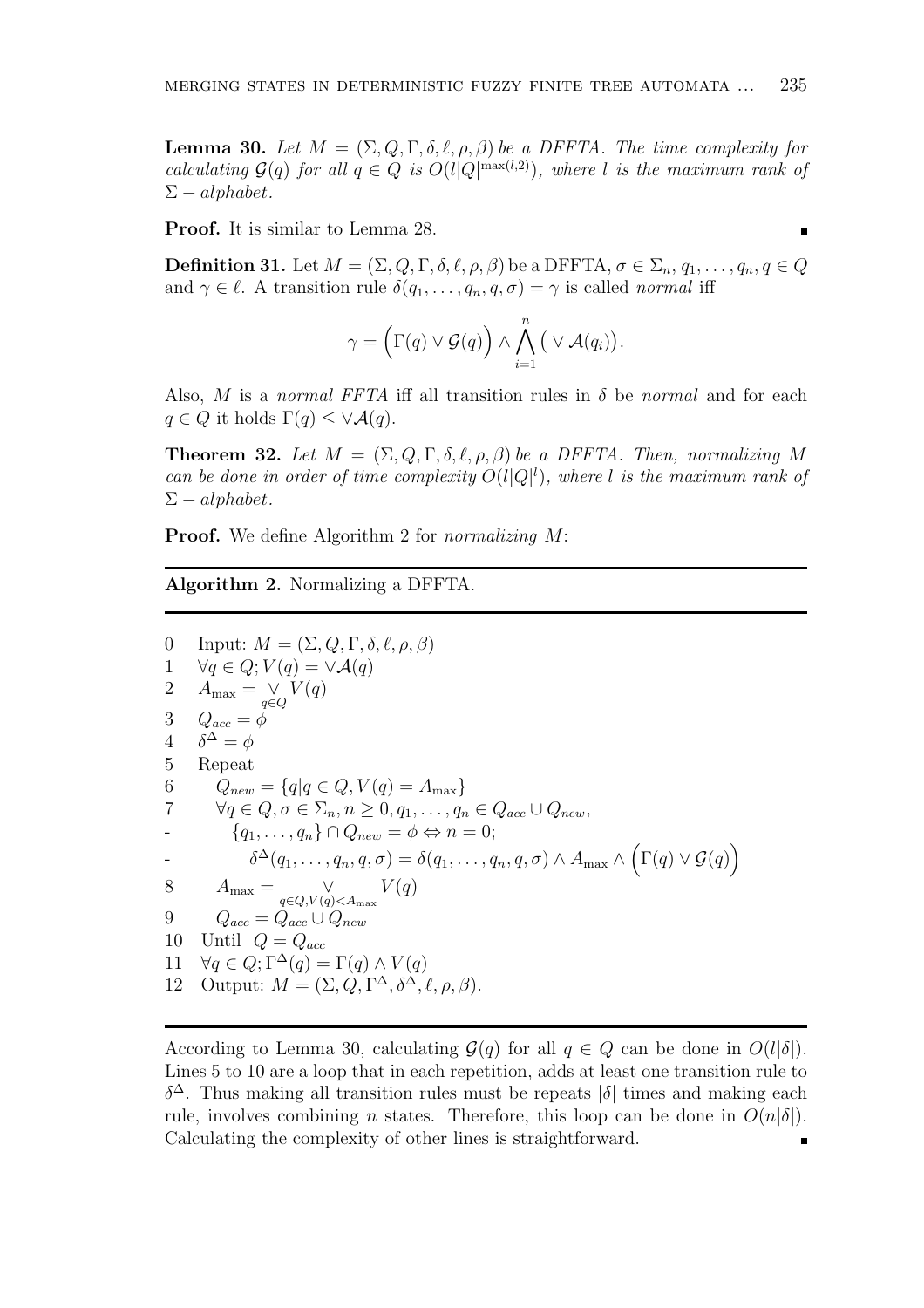**Lemma 30.** *Let $M = (\Sigma, Q, \Gamma, \delta, \ell, \rho, \beta)$ be a DFFTA. The time complexity for calculating $\mathcal{G}(q)$ for all $q \in Q$ is $O(l|Q|^{\max(l,2)})$, where $l$ is the maximum rank of $\Sigma - alphabet$.*

**Proof.** It is similar to Lemma 28. ∎

**Definition 31.** Let $M = (\Sigma, Q, \Gamma, \delta, \ell, \rho, \beta)$ be a DFFTA, $\sigma \in \Sigma_n$, $q_1, \ldots, q_n, q \in Q$ and $\gamma \in \ell$. A transition rule $\delta(q_1, \ldots, q_n, q, \sigma) = \gamma$ is called *normal* iff

$$\gamma = \Big(\Gamma(q) \vee \mathcal{G}(q)\Big) \wedge \bigwedge_{i=1}^{n} \big( \vee \mathcal{A}(q_i)\big).$$

Also, $M$ is a *normal FFTA* iff all transition rules in $\delta$ be *normal* and for each $q \in Q$ it holds $\Gamma(q) \leq \vee\mathcal{A}(q)$.

**Theorem 32.** *Let $M = (\Sigma, Q, \Gamma, \delta, \ell, \rho, \beta)$ be a DFFTA. Then, normalizing $M$ can be done in order of time complexity $O(l|Q|^l)$, where $l$ is the maximum rank of $\Sigma - alphabet$.*

**Proof.** We define Algorithm 2 for *normalizing M*:

---

**Algorithm 2.** Normalizing a DFFTA.

---

0 Input: $M = (\Sigma, Q, \Gamma, \delta, \ell, \rho, \beta)$
1 $\forall q \in Q; V(q) = \vee\mathcal{A}(q)$
2 $A_{\max} = \underset{q \in Q}{\vee} V(q)$
3 $Q_{acc} = \phi$
4 $\delta^{\Delta} = \phi$
5 Repeat
6 $Q_{new} = \{q | q \in Q, V(q) = A_{\max}\}$
7 $\forall q \in Q, \sigma \in \Sigma_n, n \geq 0, q_1, \ldots, q_n \in Q_{acc} \cup Q_{new}$,
\- $\{q_1, \ldots, q_n\} \cap Q_{new} = \phi \Leftrightarrow n = 0$;
\- $\delta^{\Delta}(q_1, \ldots, q_n, q, \sigma) = \delta(q_1, \ldots, q_n, q, \sigma) \wedge A_{\max} \wedge \Big(\Gamma(q) \vee \mathcal{G}(q)\Big)$
8 $A_{\max} = \underset{q \in Q, V(q) < A_{\max}}{\vee} V(q)$
9 $Q_{acc} = Q_{acc} \cup Q_{new}$
10 Until $Q = Q_{acc}$
11 $\forall q \in Q; \Gamma^{\Delta}(q) = \Gamma(q) \wedge V(q)$
12 Output: $M = (\Sigma, Q, \Gamma^{\Delta}, \delta^{\Delta}, \ell, \rho, \beta)$.

---

According to Lemma 30, calculating $\mathcal{G}(q)$ for all $q \in Q$ can be done in $O(l|\delta|)$. Lines 5 to 10 are a loop that in each repetition, adds at least one transition rule to $\delta^{\Delta}$. Thus making all transition rules must be repeats $|\delta|$ times and making each rule, involves combining $n$ states. Therefore, this loop can be done in $O(n|\delta|)$. Calculating the complexity of other lines is straightforward. ∎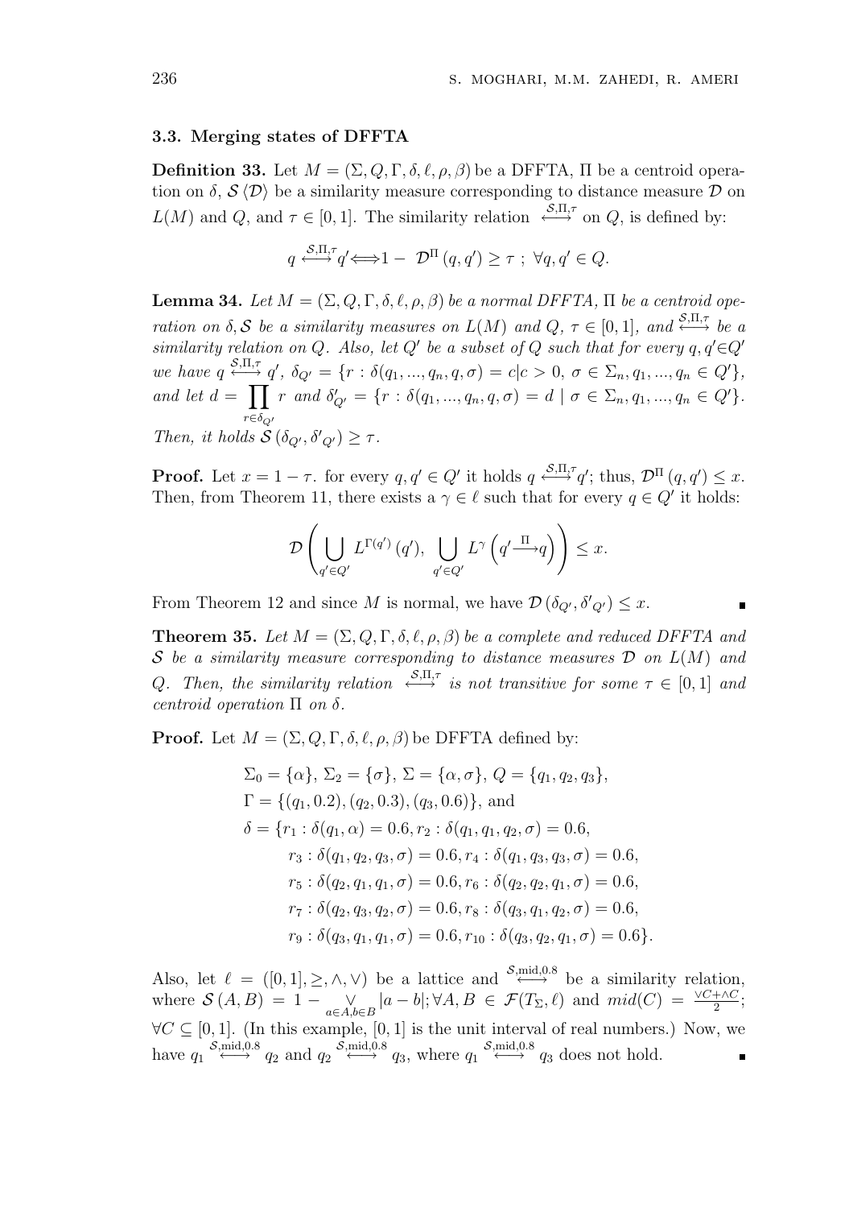### 3.3. Merging states of DFFTA

**Definition 33.** Let $M = (\Sigma, Q, \Gamma, \delta, \ell, \rho, \beta)$ be a DFFTA, $\Pi$ be a centroid operation on $\delta$, $\mathcal{S}\langle\mathcal{D}\rangle$ be a similarity measure corresponding to distance measure $\mathcal{D}$ on $L(M)$ and $Q$, and $\tau \in [0,1]$. The similarity relation $\overset{\mathcal{S},\Pi,\tau}{\longleftrightarrow}$ on $Q$, is defined by:

$$q \overset{\mathcal{S},\Pi,\tau}{\longleftrightarrow} q' \Longleftrightarrow 1 - \mathcal{D}^{\Pi}(q,q') \geq \tau \ ; \ \forall q, q' \in Q.$$

**Lemma 34.** *Let $M = (\Sigma, Q, \Gamma, \delta, \ell, \rho, \beta)$ be a normal DFFTA, $\Pi$ be a centroid operation on $\delta, \mathcal{S}$ be a similarity measures on $L(M)$ and $Q$, $\tau \in [0,1]$, and $\overset{\mathcal{S},\Pi,\tau}{\longleftrightarrow}$ be a similarity relation on $Q$. Also, let $Q'$ be a subset of $Q$ such that for every $q, q' \in Q'$ we have $q \overset{\mathcal{S},\Pi,\tau}{\longleftrightarrow} q'$, $\delta_{Q'} = \{r : \delta(q_1, ..., q_n, q, \sigma) = c | c > 0, \ \sigma \in \Sigma_n, q_1, ..., q_n \in Q'\}$, and let $d = \prod_{r \in \delta_{Q'}} r$ and $\delta'_{Q'} = \{r : \delta(q_1, ..., q_n, q, \sigma) = d \mid \sigma \in \Sigma_n, q_1, ..., q_n \in Q'\}$. Then, it holds $\mathcal{S}(\delta_{Q'}, \delta'_{Q'}) \geq \tau$.*

**Proof.** Let $x = 1 - \tau$. for every $q, q' \in Q'$ it holds $q \overset{\mathcal{S},\Pi,\tau}{\longleftrightarrow} q'$; thus, $\mathcal{D}^{\Pi}(q,q') \leq x$. Then, from Theorem 11, there exists a $\gamma \in \ell$ such that for every $q \in Q'$ it holds:

$$\mathcal{D}\left(\bigcup_{q' \in Q'} L^{\Gamma(q')}(q'), \ \bigcup_{q' \in Q'} L^{\gamma}\left(q' \overset{\Pi}{\longrightarrow} q\right)\right) \leq x.$$

From Theorem 12 and since $M$ is normal, we have $\mathcal{D}(\delta_{Q'}, \delta'_{Q'}) \leq x$. ∎

**Theorem 35.** *Let $M = (\Sigma, Q, \Gamma, \delta, \ell, \rho, \beta)$ be a complete and reduced DFFTA and $\mathcal{S}$ be a similarity measure corresponding to distance measures $\mathcal{D}$ on $L(M)$ and $Q$. Then, the similarity relation $\overset{\mathcal{S},\Pi,\tau}{\longleftrightarrow}$ is not transitive for some $\tau \in [0,1]$ and centroid operation $\Pi$ on $\delta$.*

**Proof.** Let $M = (\Sigma, Q, \Gamma, \delta, \ell, \rho, \beta)$ be DFFTA defined by:

$$\begin{aligned}
&\Sigma_0 = \{\alpha\}, \ \Sigma_2 = \{\sigma\}, \ \Sigma = \{\alpha, \sigma\}, \ Q = \{q_1, q_2, q_3\}, \\
&\Gamma = \{(q_1, 0.2), (q_2, 0.3), (q_3, 0.6)\}, \text{ and} \\
&\delta = \{r_1 : \delta(q_1, \alpha) = 0.6, r_2 : \delta(q_1, q_1, q_2, \sigma) = 0.6, \\
&\quad r_3 : \delta(q_1, q_2, q_3, \sigma) = 0.6, r_4 : \delta(q_1, q_3, q_3, \sigma) = 0.6, \\
&\quad r_5 : \delta(q_2, q_1, q_1, \sigma) = 0.6, r_6 : \delta(q_2, q_2, q_1, \sigma) = 0.6, \\
&\quad r_7 : \delta(q_2, q_3, q_2, \sigma) = 0.6, r_8 : \delta(q_3, q_1, q_2, \sigma) = 0.6, \\
&\quad r_9 : \delta(q_3, q_1, q_1, \sigma) = 0.6, r_{10} : \delta(q_3, q_2, q_1, \sigma) = 0.6\}.
\end{aligned}$$

Also, let $\ell = ([0,1], \geq, \wedge, \vee)$ be a lattice and $\overset{\mathcal{S},\text{mid},0.8}{\longleftrightarrow}$ be a similarity relation, where $\mathcal{S}(A,B) = 1 - \bigvee_{a \in A, b \in B} |a - b|; \forall A, B \in \mathcal{F}(T_\Sigma, \ell)$ and $mid(C) = \frac{\vee C + \wedge C}{2}$; $\forall C \subseteq [0,1]$. (In this example, $[0,1]$ is the unit interval of real numbers.) Now, we have $q_1 \overset{\mathcal{S},\text{mid},0.8}{\longleftrightarrow} q_2$ and $q_2 \overset{\mathcal{S},\text{mid},0.8}{\longleftrightarrow} q_3$, where $q_1 \overset{\mathcal{S},\text{mid},0.8}{\longleftrightarrow} q_3$ does not hold. ∎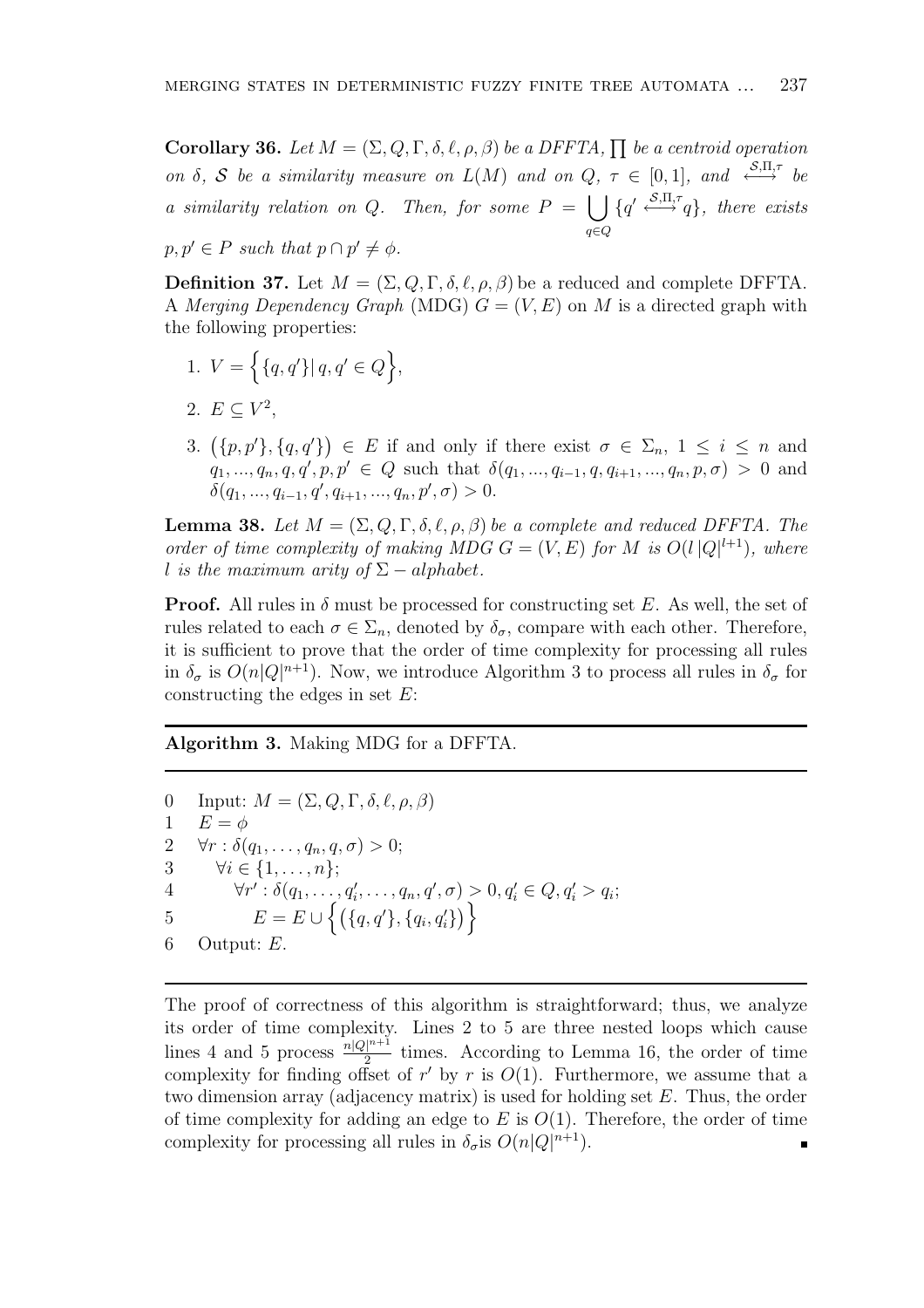**Corollary 36.** *Let $M = (\Sigma, Q, \Gamma, \delta, \ell, \rho, \beta)$ be a DFFTA, $\prod$ be a centroid operation on $\delta$, $\mathcal{S}$ be a similarity measure on $L(M)$ and on $Q$, $\tau \in [0,1]$, and $\overset{\mathcal{S},\Pi,\tau}{\longleftrightarrow}$ be a similarity relation on $Q$. Then, for some $P = \bigcup_{q \in Q} \{q' \overset{\mathcal{S},\Pi,\tau}{\longleftrightarrow} q\}$, there exists $p, p' \in P$ such that $p \cap p' \neq \phi$.*

**Definition 37.** Let $M = (\Sigma, Q, \Gamma, \delta, \ell, \rho, \beta)$ be a reduced and complete DFFTA. A *Merging Dependency Graph* (MDG) $G = (V, E)$ on $M$ is a directed graph with the following properties:

1. $V = \Big\{\{q, q'\} | \, q, q' \in Q\Big\}$,
2. $E \subseteq V^2$,
3. $\big(\{p, p'\}, \{q, q'\}\big) \in E$ if and only if there exist $\sigma \in \Sigma_n$, $1 \leq i \leq n$ and $q_1, ..., q_n, q, q', p, p' \in Q$ such that $\delta(q_1, ..., q_{i-1}, q, q_{i+1}, ..., q_n, p, \sigma) > 0$ and $\delta(q_1, ..., q_{i-1}, q', q_{i+1}, ..., q_n, p', \sigma) > 0$.

**Lemma 38.** *Let $M = (\Sigma, Q, \Gamma, \delta, \ell, \rho, \beta)$ be a complete and reduced DFFTA. The order of time complexity of making MDG $G = (V, E)$ for $M$ is $O(l\,|Q|^{l+1})$, where $l$ is the maximum arity of $\Sigma - alphabet$.*

**Proof.** All rules in $\delta$ must be processed for constructing set $E$. As well, the set of rules related to each $\sigma \in \Sigma_n$, denoted by $\delta_\sigma$, compare with each other. Therefore, it is sufficient to prove that the order of time complexity for processing all rules in $\delta_\sigma$ is $O(n|Q|^{n+1})$. Now, we introduce Algorithm 3 to process all rules in $\delta_\sigma$ for constructing the edges in set $E$:

---

**Algorithm 3.** Making MDG for a DFFTA.

---

0 Input: $M = (\Sigma, Q, \Gamma, \delta, \ell, \rho, \beta)$
1 $E = \phi$
2 $\forall r : \delta(q_1, \ldots, q_n, q, \sigma) > 0;$
3 $\quad \forall i \in \{1, \ldots, n\};$
4 $\quad\quad \forall r' : \delta(q_1, \ldots, q'_i, \ldots, q_n, q', \sigma) > 0, q'_i \in Q, q'_i > q_i;$
5 $\quad\quad\quad E = E \cup \Big\{\big(\{q, q'\}, \{q_i, q'_i\}\big)\Big\}$
6 Output: $E$.

---

The proof of correctness of this algorithm is straightforward; thus, we analyze its order of time complexity. Lines 2 to 5 are three nested loops which cause lines 4 and 5 process $\frac{n|Q|^{n+1}}{2}$ times. According to Lemma 16, the order of time complexity for finding offset of $r'$ by $r$ is $O(1)$. Furthermore, we assume that a two dimension array (adjacency matrix) is used for holding set $E$. Thus, the order of time complexity for adding an edge to $E$ is $O(1)$. Therefore, the order of time complexity for processing all rules in $\delta_\sigma$is $O(n|Q|^{n+1})$. ∎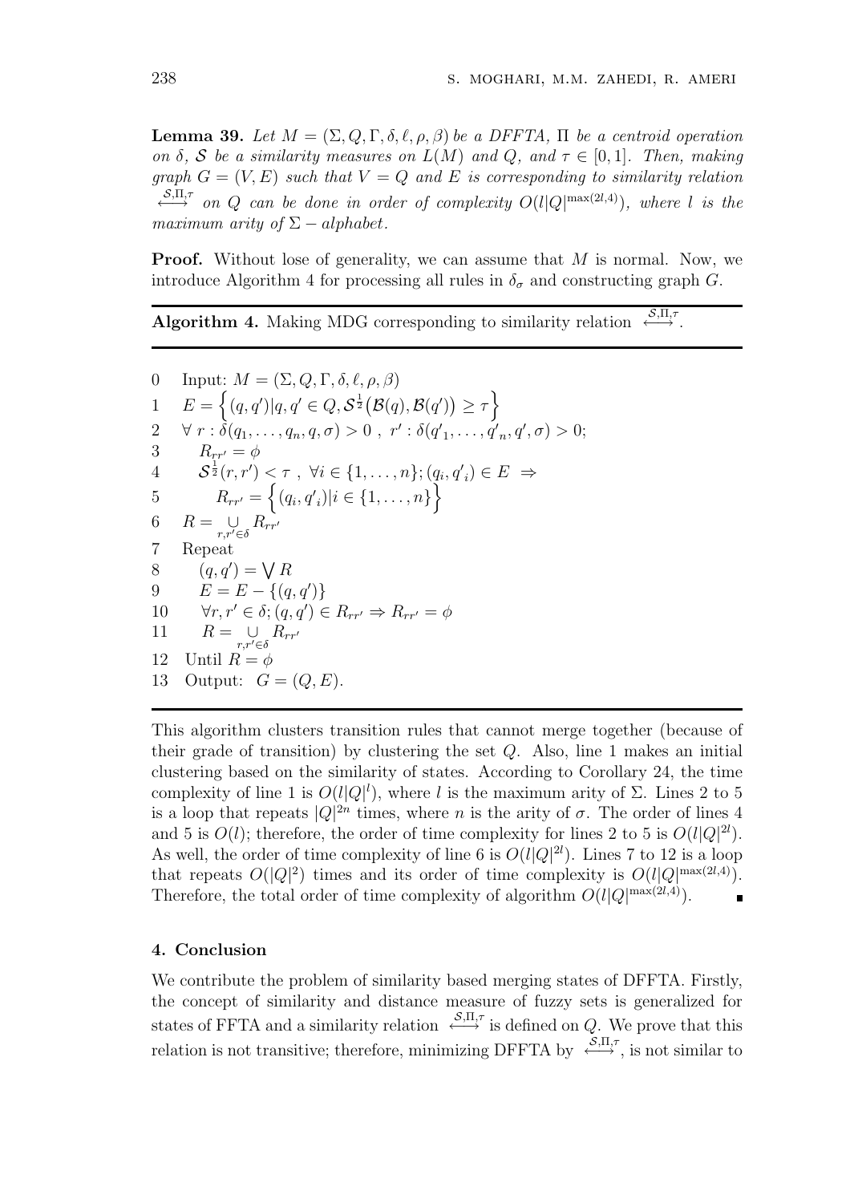**Lemma 39.** *Let $M = (\Sigma, Q, \Gamma, \delta, \ell, \rho, \beta)$ be a DFFTA, $\Pi$ be a centroid operation on $\delta$, $\mathcal{S}$ be a similarity measures on $L(M)$ and $Q$, and $\tau \in [0,1]$. Then, making graph $G = (V, E)$ such that $V = Q$ and $E$ is corresponding to similarity relation $\overset{\mathcal{S},\Pi,\tau}{\longleftrightarrow}$ on $Q$ can be done in order of complexity $O(l|Q|^{\max(2l,4)})$, where $l$ is the maximum arity of $\Sigma - alphabet$.*

**Proof.** Without lose of generality, we can assume that $M$ is normal. Now, we introduce Algorithm 4 for processing all rules in $\delta_\sigma$ and constructing graph $G$.

**Algorithm 4.** Making MDG corresponding to similarity relation $\overset{\mathcal{S},\Pi,\tau}{\longleftrightarrow}$.

```
0    Input: M = (Σ, Q, Γ, δ, ℓ, ρ, β)
1    E = { (q, q') | q, q' ∈ Q, S^{1/2}(B(q), B(q')) ≥ τ }
2    ∀ r : δ(q_1, ..., q_n, q, σ) > 0 ,  r' : δ(q'_1, ..., q'_n, q', σ) > 0;
3        R_{rr'} = φ
4        S^{1/2}(r, r') < τ ,  ∀i ∈ {1, ..., n}; (q_i, q'_i) ∈ E  ⇒
5            R_{rr'} = { (q_i, q'_i) | i ∈ {1, ..., n} }
6    R = ∪_{r,r'∈δ} R_{rr'}
7    Repeat
8        (q, q') = ⋁ R
9        E = E − {(q, q')}
10       ∀r, r' ∈ δ; (q, q') ∈ R_{rr'} ⇒ R_{rr'} = φ
11       R = ∪_{r,r'∈δ} R_{rr'}
12   Until R = φ
13   Output:  G = (Q, E).
```

This algorithm clusters transition rules that cannot merge together (because of their grade of transition) by clustering the set $Q$. Also, line 1 makes an initial clustering based on the similarity of states. According to Corollary 24, the time complexity of line 1 is $O(l|Q|^l)$, where $l$ is the maximum arity of $\Sigma$. Lines 2 to 5 is a loop that repeats $|Q|^{2n}$ times, where $n$ is the arity of $\sigma$. The order of lines 4 and 5 is $O(l)$; therefore, the order of time complexity for lines 2 to 5 is $O(l|Q|^{2l})$. As well, the order of time complexity of line 6 is $O(l|Q|^{2l})$. Lines 7 to 12 is a loop that repeats $O(|Q|^2)$ times and its order of time complexity is $O(l|Q|^{\max(2l,4)})$. Therefore, the total order of time complexity of algorithm $O(l|Q|^{\max(2l,4)})$. ∎

## 4. Conclusion

We contribute the problem of similarity based merging states of DFFTA. Firstly, the concept of similarity and distance measure of fuzzy sets is generalized for states of FFTA and a similarity relation $\overset{\mathcal{S},\Pi,\tau}{\longleftrightarrow}$ is defined on $Q$. We prove that this relation is not transitive; therefore, minimizing DFFTA by $\overset{\mathcal{S},\Pi,\tau}{\longleftrightarrow}$, is not similar to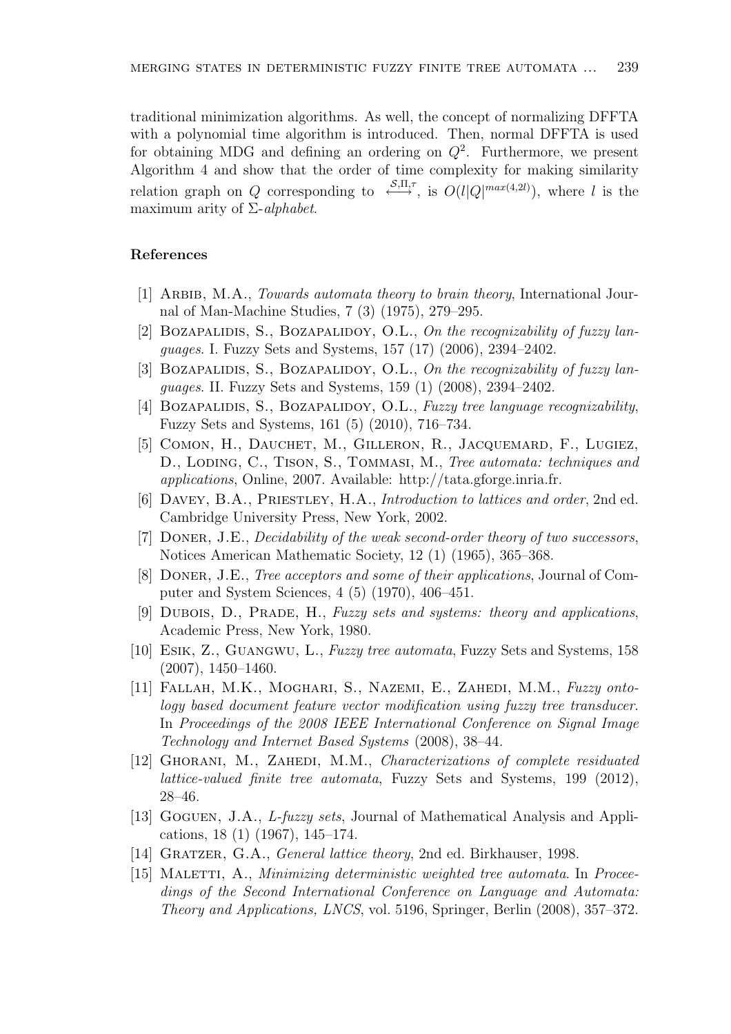traditional minimization algorithms. As well, the concept of normalizing DFFTA with a polynomial time algorithm is introduced. Then, normal DFFTA is used for obtaining MDG and defining an ordering on $Q^2$. Furthermore, we present Algorithm 4 and show that the order of time complexity for making similarity relation graph on $Q$ corresponding to $\overset{\mathcal{S},\Pi,\tau}{\longleftrightarrow}$, is $O(l|Q|^{max(4,2l)})$, where $l$ is the maximum arity of $\Sigma$-*alphabet*.

## References

[1] Arbib, M.A., *Towards automata theory to brain theory*, International Journal of Man-Machine Studies, 7 (3) (1975), 279–295.

[2] Bozapalidis, S., Bozapalidoy, O.L., *On the recognizability of fuzzy languages*. I. Fuzzy Sets and Systems, 157 (17) (2006), 2394–2402.

[3] Bozapalidis, S., Bozapalidoy, O.L., *On the recognizability of fuzzy languages*. II. Fuzzy Sets and Systems, 159 (1) (2008), 2394–2402.

[4] Bozapalidis, S., Bozapalidoy, O.L., *Fuzzy tree language recognizability*, Fuzzy Sets and Systems, 161 (5) (2010), 716–734.

[5] Comon, H., Dauchet, M., Gilleron, R., Jacquemard, F., Lugiez, D., Loding, C., Tison, S., Tommasi, M., *Tree automata: techniques and applications*, Online, 2007. Available: http://tata.gforge.inria.fr.

[6] Davey, B.A., Priestley, H.A., *Introduction to lattices and order*, 2nd ed. Cambridge University Press, New York, 2002.

[7] Doner, J.E., *Decidability of the weak second-order theory of two successors*, Notices American Mathematic Society, 12 (1) (1965), 365–368.

[8] Doner, J.E., *Tree acceptors and some of their applications*, Journal of Computer and System Sciences, 4 (5) (1970), 406–451.

[9] Dubois, D., Prade, H., *Fuzzy sets and systems: theory and applications*, Academic Press, New York, 1980.

[10] Esik, Z., Guangwu, L., *Fuzzy tree automata*, Fuzzy Sets and Systems, 158 (2007), 1450–1460.

[11] Fallah, M.K., Moghari, S., Nazemi, E., Zahedi, M.M., *Fuzzy ontology based document feature vector modification using fuzzy tree transducer*. In *Proceedings of the 2008 IEEE International Conference on Signal Image Technology and Internet Based Systems* (2008), 38–44.

[12] Ghorani, M., Zahedi, M.M., *Characterizations of complete residuated lattice-valued finite tree automata*, Fuzzy Sets and Systems, 199 (2012), 28–46.

[13] Goguen, J.A., *L-fuzzy sets*, Journal of Mathematical Analysis and Applications, 18 (1) (1967), 145–174.

[14] Gratzer, G.A., *General lattice theory*, 2nd ed. Birkhauser, 1998.

[15] Maletti, A., *Minimizing deterministic weighted tree automata*. In *Proceedings of the Second International Conference on Language and Automata: Theory and Applications, LNCS*, vol. 5196, Springer, Berlin (2008), 357–372.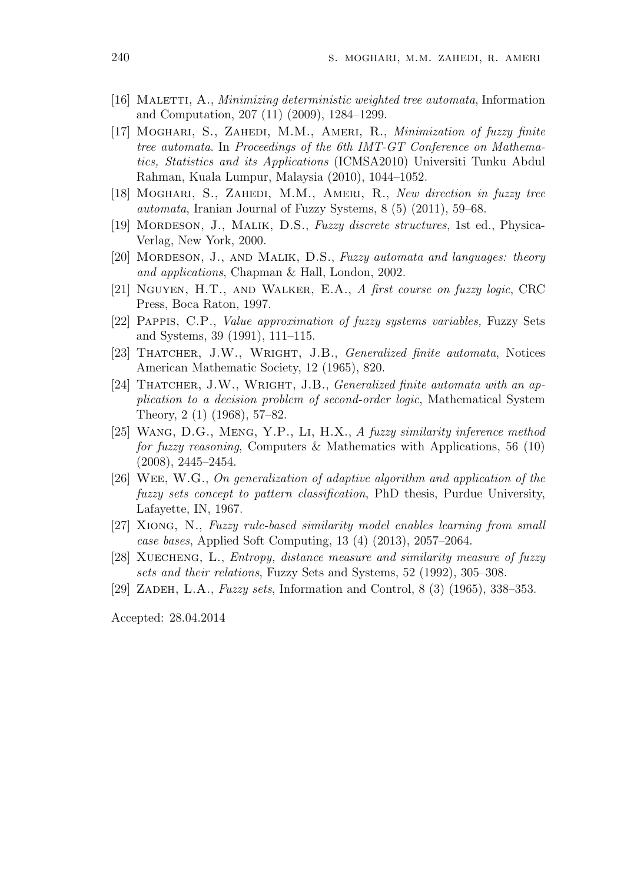[16] Maletti, A., *Minimizing deterministic weighted tree automata*, Information and Computation, 207 (11) (2009), 1284–1299.

[17] Moghari, S., Zahedi, M.M., Ameri, R., *Minimization of fuzzy finite tree automata*. In *Proceedings of the 6th IMT-GT Conference on Mathematics, Statistics and its Applications* (ICMSA2010) Universiti Tunku Abdul Rahman, Kuala Lumpur, Malaysia (2010), 1044–1052.

[18] Moghari, S., Zahedi, M.M., Ameri, R., *New direction in fuzzy tree automata*, Iranian Journal of Fuzzy Systems, 8 (5) (2011), 59–68.

[19] Mordeson, J., Malik, D.S., *Fuzzy discrete structures*, 1st ed., Physica-Verlag, New York, 2000.

[20] Mordeson, J., and Malik, D.S., *Fuzzy automata and languages: theory and applications*, Chapman & Hall, London, 2002.

[21] Nguyen, H.T., and Walker, E.A., *A first course on fuzzy logic*, CRC Press, Boca Raton, 1997.

[22] Pappis, C.P., *Value approximation of fuzzy systems variables,* Fuzzy Sets and Systems, 39 (1991), 111–115.

[23] Thatcher, J.W., Wright, J.B., *Generalized finite automata*, Notices American Mathematic Society, 12 (1965), 820.

[24] Thatcher, J.W., Wright, J.B., *Generalized finite automata with an application to a decision problem of second-order logic*, Mathematical System Theory, 2 (1) (1968), 57–82.

[25] Wang, D.G., Meng, Y.P., Li, H.X., *A fuzzy similarity inference method for fuzzy reasoning*, Computers & Mathematics with Applications, 56 (10) (2008), 2445–2454.

[26] Wee, W.G., *On generalization of adaptive algorithm and application of the fuzzy sets concept to pattern classification*, PhD thesis, Purdue University, Lafayette, IN, 1967.

[27] Xiong, N., *Fuzzy rule-based similarity model enables learning from small case bases*, Applied Soft Computing, 13 (4) (2013), 2057–2064.

[28] Xuecheng, L., *Entropy, distance measure and similarity measure of fuzzy sets and their relations*, Fuzzy Sets and Systems, 52 (1992), 305–308.

[29] Zadeh, L.A., *Fuzzy sets*, Information and Control, 8 (3) (1965), 338–353.

Accepted: 28.04.2014